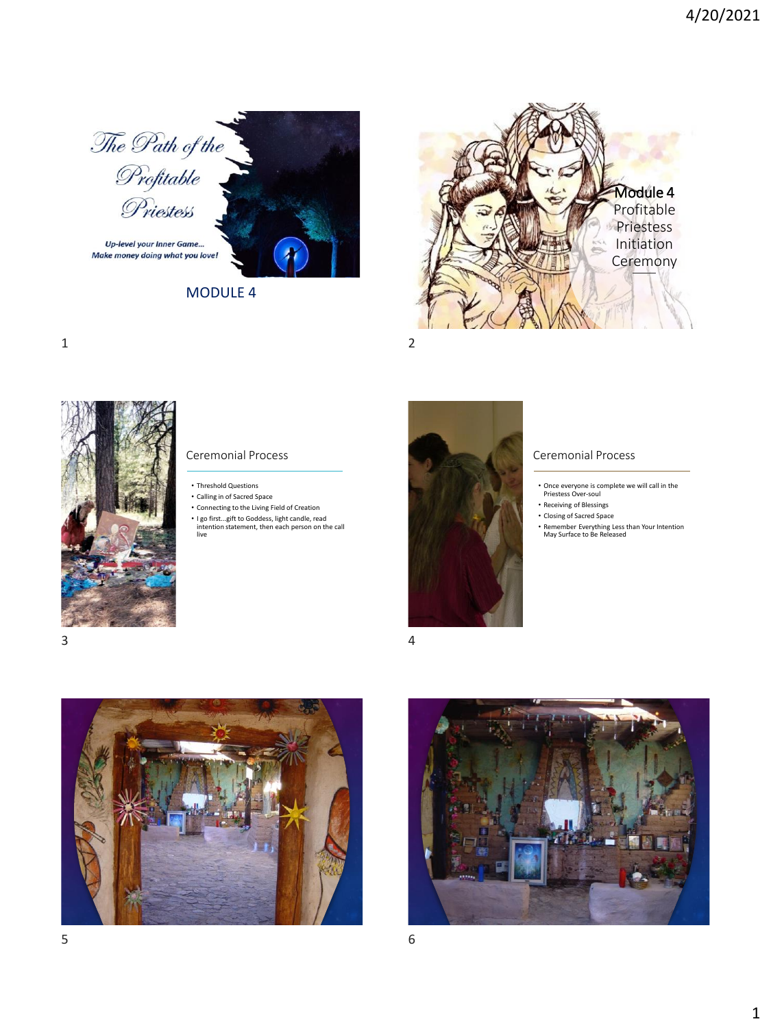# The Path of the Profitable Priestess

*Up-level your Inner Game... Make money doing what you love!*

MODULE 4

## Module 4 Profitable Priestess Initiation Ceremony

## Ceremonial Process

- Threshold Questions
- Calling in of Sacred Space
- Connecting to the Living Field of Creation
- I go first...gift to Goddess, light candle, read intention statement, then each person on the call live

## Ceremonial Process

- Once everyone is complete we will call in the Priestess Over-soul
- Receiving of Blessings
- Closing of Sacred Space
- Remember Everything Less than Your Intention May Surface to Be Released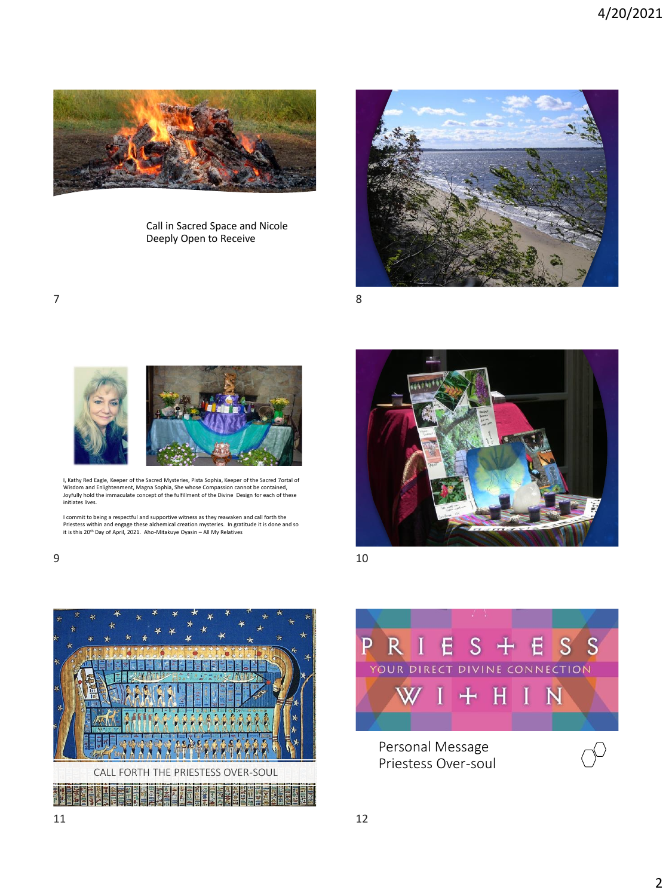Call in Sacred Space and Nicole
Deeply Open to Receive

I, Kathy Red Eagle, Keeper of the Sacred Mysteries, Pista Sophia, Keeper of the Sacred 7ortal of Wisdom and Enlightenment, Magna Sophia, She whose Compassion cannot be contained, Joyfully hold the immaculate concept of the fulfillment of the Divine Design for each of these initiates lives.

I commit to being a respectful and supportive witness as they reawaken and call forth the Priestess within and engage these alchemical creation mysteries. In gratitude it is done and so it is this 20th Day of April, 2021. Aho-Mitakuye Oyasin – All My Relatives

CALL FORTH THE PRIESTESS OVER-SOUL

PRIESTESS
YOUR DIRECT DIVINE CONNECTION
WITHIN

Personal Message
Priestess Over-soul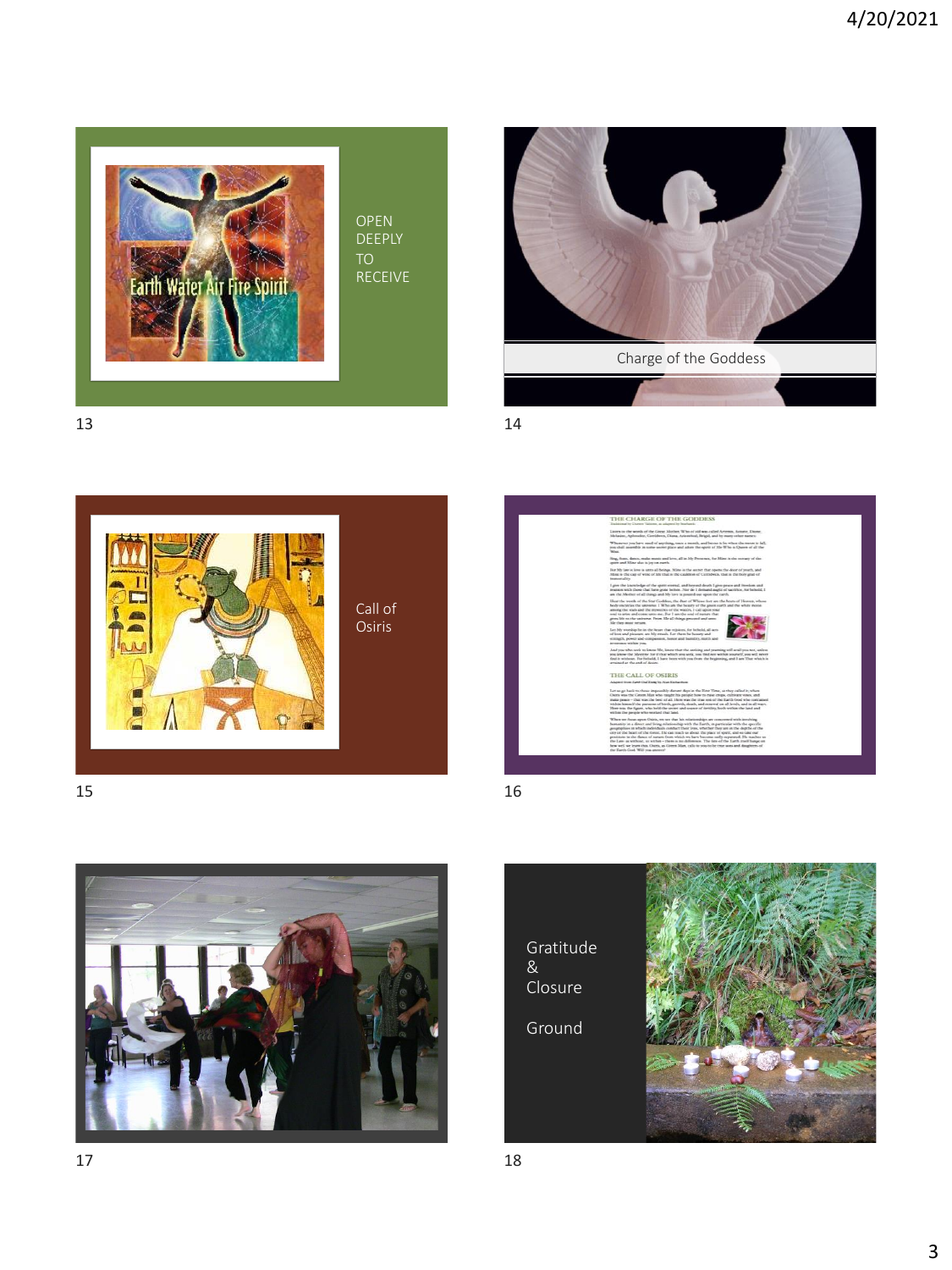OPEN
DEEPLY
TO
RECEIVE

Charge of the Goddess

Call of
Osiris

Gratitude
&
Closure

Ground